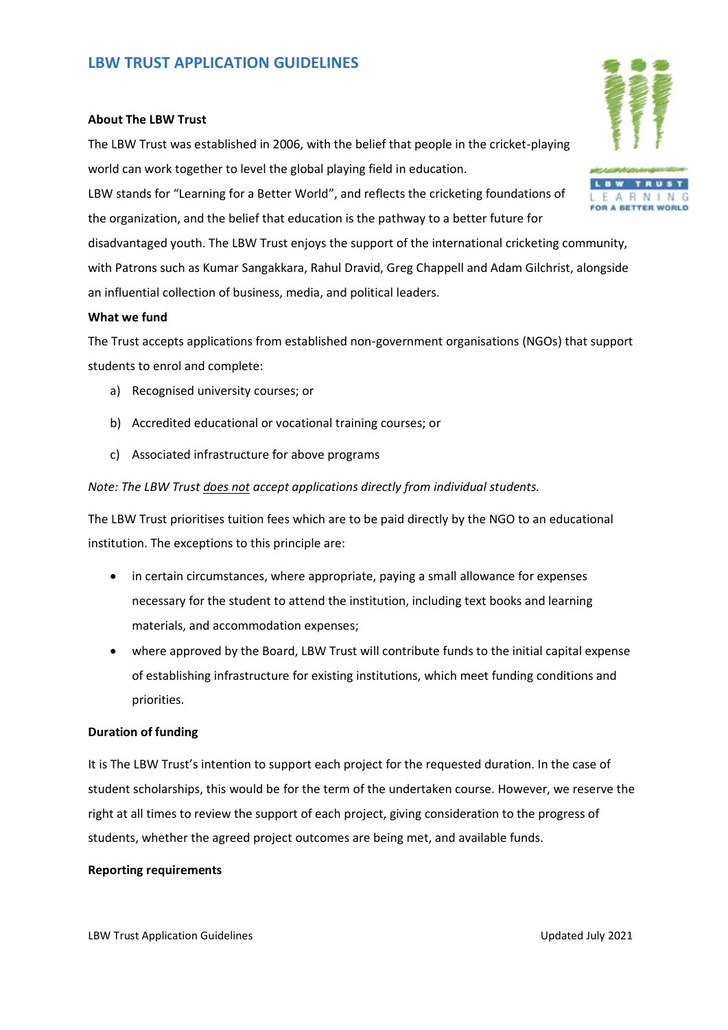# LBW TRUST APPLICATION GUIDELINES

**About The LBW Trust**

The LBW Trust was established in 2006, with the belief that people in the cricket-playing world can work together to level the global playing field in education.

LBW stands for "Learning for a Better World", and reflects the cricketing foundations of the organization, and the belief that education is the pathway to a better future for disadvantaged youth. The LBW Trust enjoys the support of the international cricketing community, with Patrons such as Kumar Sangakkara, Rahul Dravid, Greg Chappell and Adam Gilchrist, alongside an influential collection of business, media, and political leaders.

**What we fund**

The Trust accepts applications from established non-government organisations (NGOs) that support students to enrol and complete:

a) Recognised university courses; or

b) Accredited educational or vocational training courses; or

c) Associated infrastructure for above programs

*Note: The LBW Trust does not accept applications directly from individual students.*

The LBW Trust prioritises tuition fees which are to be paid directly by the NGO to an educational institution. The exceptions to this principle are:

- in certain circumstances, where appropriate, paying a small allowance for expenses necessary for the student to attend the institution, including text books and learning materials, and accommodation expenses;
- where approved by the Board, LBW Trust will contribute funds to the initial capital expense of establishing infrastructure for existing institutions, which meet funding conditions and priorities.

**Duration of funding**

It is The LBW Trust's intention to support each project for the requested duration. In the case of student scholarships, this would be for the term of the undertaken course. However, we reserve the right at all times to review the support of each project, giving consideration to the progress of students, whether the agreed project outcomes are being met, and available funds.

**Reporting requirements**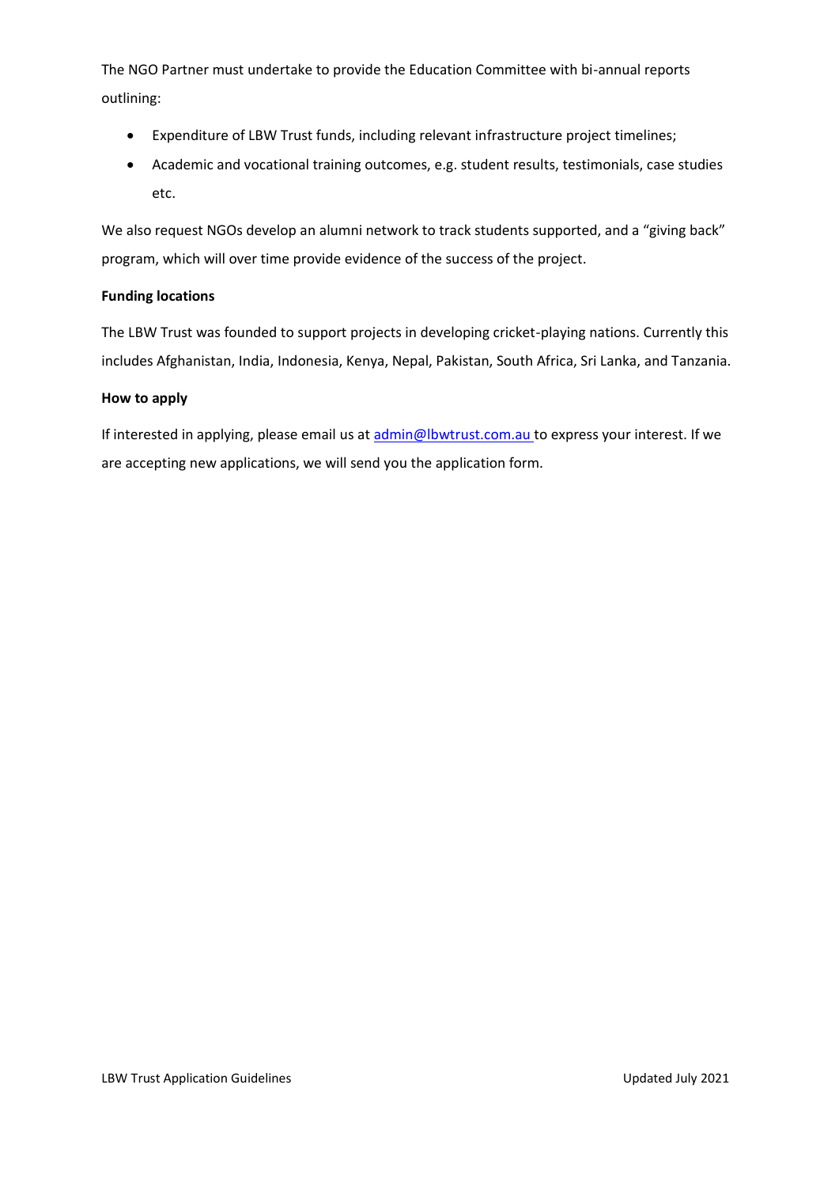The NGO Partner must undertake to provide the Education Committee with bi-annual reports outlining:

- Expenditure of LBW Trust funds, including relevant infrastructure project timelines;
- Academic and vocational training outcomes, e.g. student results, testimonials, case studies etc.

We also request NGOs develop an alumni network to track students supported, and a "giving back" program, which will over time provide evidence of the success of the project.

**Funding locations**

The LBW Trust was founded to support projects in developing cricket-playing nations. Currently this includes Afghanistan, India, Indonesia, Kenya, Nepal, Pakistan, South Africa, Sri Lanka, and Tanzania.

**How to apply**

If interested in applying, please email us at admin@lbwtrust.com.au to express your interest. If we are accepting new applications, we will send you the application form.